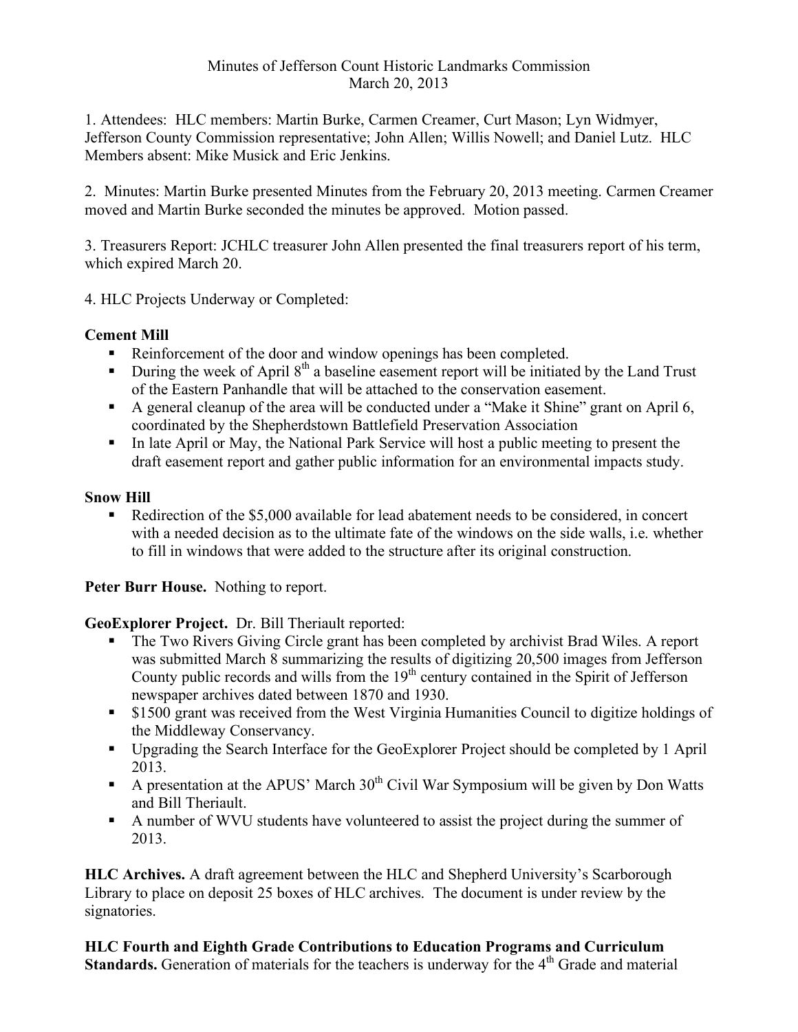Minutes of Jefferson Count Historic Landmarks Commission
March 20, 2013

1. Attendees: HLC members: Martin Burke, Carmen Creamer, Curt Mason; Lyn Widmyer, Jefferson County Commission representative; John Allen; Willis Nowell; and Daniel Lutz. HLC Members absent: Mike Musick and Eric Jenkins.

2. Minutes: Martin Burke presented Minutes from the February 20, 2013 meeting. Carmen Creamer moved and Martin Burke seconded the minutes be approved. Motion passed.

3. Treasurers Report: JCHLC treasurer John Allen presented the final treasurers report of his term, which expired March 20.

4. HLC Projects Underway or Completed:

**Cement Mill**

- Reinforcement of the door and window openings has been completed.
- During the week of April 8th a baseline easement report will be initiated by the Land Trust of the Eastern Panhandle that will be attached to the conservation easement.
- A general cleanup of the area will be conducted under a "Make it Shine" grant on April 6, coordinated by the Shepherdstown Battlefield Preservation Association
- In late April or May, the National Park Service will host a public meeting to present the draft easement report and gather public information for an environmental impacts study.

**Snow Hill**

- Redirection of the $5,000 available for lead abatement needs to be considered, in concert with a needed decision as to the ultimate fate of the windows on the side walls, i.e. whether to fill in windows that were added to the structure after its original construction.

**Peter Burr House.** Nothing to report.

**GeoExplorer Project.** Dr. Bill Theriault reported:

- The Two Rivers Giving Circle grant has been completed by archivist Brad Wiles. A report was submitted March 8 summarizing the results of digitizing 20,500 images from Jefferson County public records and wills from the 19th century contained in the Spirit of Jefferson newspaper archives dated between 1870 and 1930.
- $1500 grant was received from the West Virginia Humanities Council to digitize holdings of the Middleway Conservancy.
- Upgrading the Search Interface for the GeoExplorer Project should be completed by 1 April 2013.
- A presentation at the APUS' March 30th Civil War Symposium will be given by Don Watts and Bill Theriault.
- A number of WVU students have volunteered to assist the project during the summer of 2013.

**HLC Archives.** A draft agreement between the HLC and Shepherd University's Scarborough Library to place on deposit 25 boxes of HLC archives. The document is under review by the signatories.

**HLC Fourth and Eighth Grade Contributions to Education Programs and Curriculum Standards.** Generation of materials for the teachers is underway for the 4th Grade and material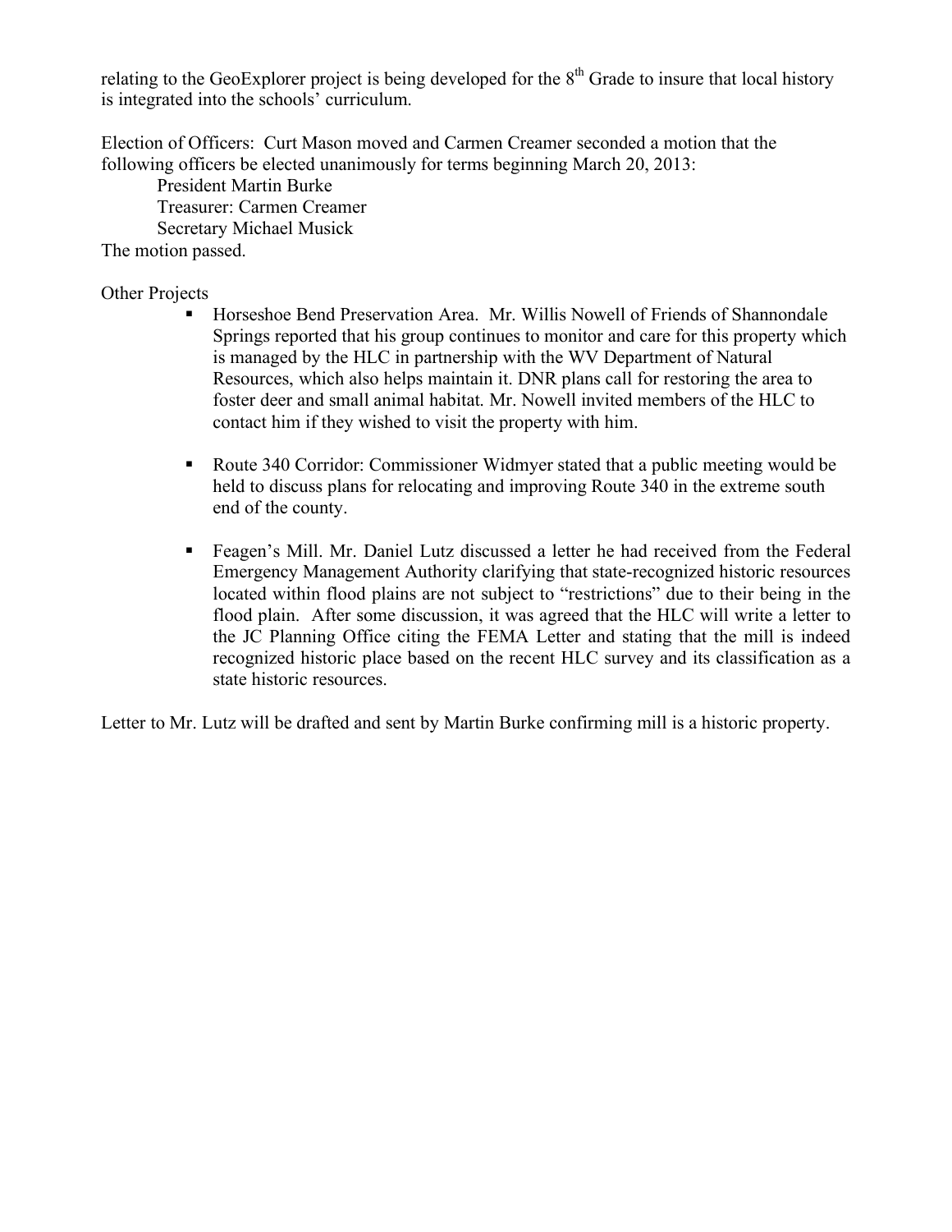relating to the GeoExplorer project is being developed for the 8th Grade to insure that local history is integrated into the schools' curriculum.

Election of Officers: Curt Mason moved and Carmen Creamer seconded a motion that the following officers be elected unanimously for terms beginning March 20, 2013:

President Martin Burke
Treasurer: Carmen Creamer
Secretary Michael Musick

The motion passed.

Other Projects

- Horseshoe Bend Preservation Area. Mr. Willis Nowell of Friends of Shannondale Springs reported that his group continues to monitor and care for this property which is managed by the HLC in partnership with the WV Department of Natural Resources, which also helps maintain it. DNR plans call for restoring the area to foster deer and small animal habitat. Mr. Nowell invited members of the HLC to contact him if they wished to visit the property with him.

- Route 340 Corridor: Commissioner Widmyer stated that a public meeting would be held to discuss plans for relocating and improving Route 340 in the extreme south end of the county.

- Feagen's Mill. Mr. Daniel Lutz discussed a letter he had received from the Federal Emergency Management Authority clarifying that state-recognized historic resources located within flood plains are not subject to "restrictions" due to their being in the flood plain. After some discussion, it was agreed that the HLC will write a letter to the JC Planning Office citing the FEMA Letter and stating that the mill is indeed recognized historic place based on the recent HLC survey and its classification as a state historic resources.

Letter to Mr. Lutz will be drafted and sent by Martin Burke confirming mill is a historic property.